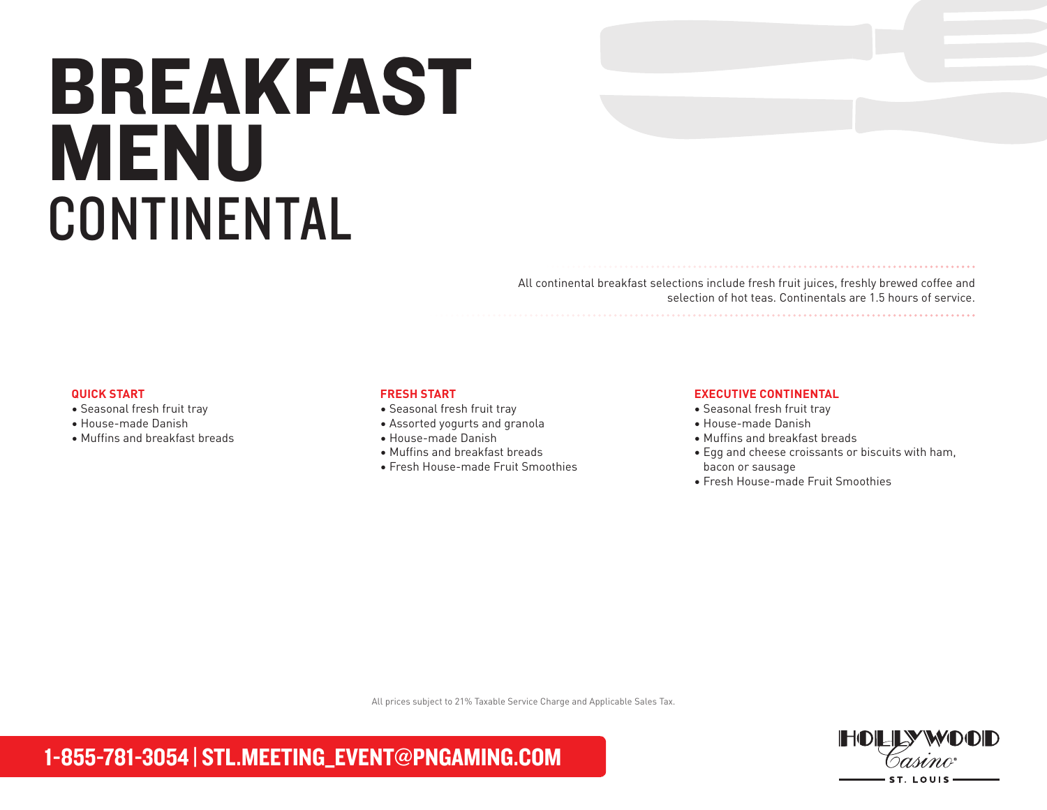# BREAKFAST MENU

## CONTINENTAL

All continental breakfast selections include fresh fruit juices, freshly brewed coffee and selection of hot teas. Continentals are 1.5 hours of service.

### QUICK START

- Seasonal fresh fruit tray
- House-made Danish
- Muffins and breakfast breads

### FRESH START

- Seasonal fresh fruit tray
- Assorted yogurts and granola
- House-made Danish
- Muffins and breakfast breads
- Fresh House-made Fruit Smoothies

### EXECUTIVE CONTINENTAL

- Seasonal fresh fruit tray
- House-made Danish
- Muffins and breakfast breads
- Egg and cheese croissants or biscuits with ham, bacon or sausage
- Fresh House-made Fruit Smoothies

All prices subject to 21% Taxable Service Charge and Applicable Sales Tax.

**1-855-781-3054 | STL.MEETING_EVENT@PNGAMING.COM**

HOLLYWOOD Casino ST. LOUIS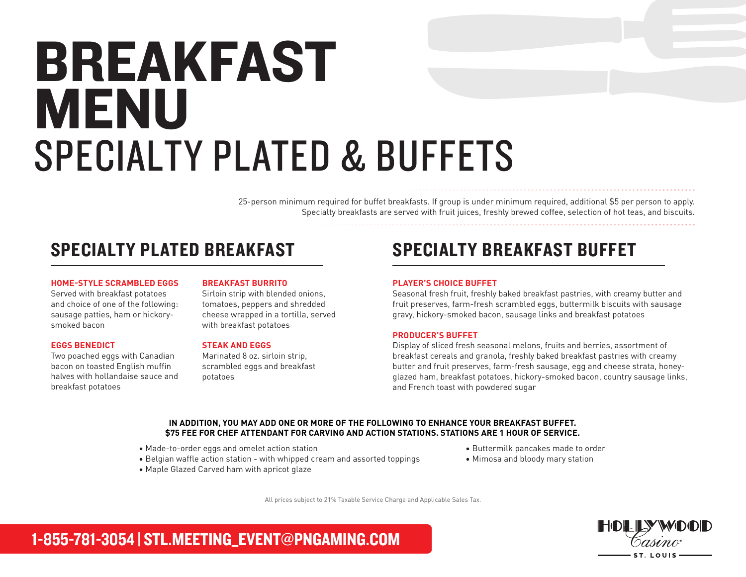# BREAKFAST MENU

# SPECIALTY PLATED & BUFFETS

25-person minimum required for buffet breakfasts. If group is under minimum required, additional $5 per person to apply.
Specialty breakfasts are served with fruit juices, freshly brewed coffee, selection of hot teas, and biscuits.

## SPECIALTY PLATED BREAKFAST

**HOME-STYLE SCRAMBLED EGGS**
Served with breakfast potatoes and choice of one of the following: sausage patties, ham or hickory-smoked bacon

**EGGS BENEDICT**
Two poached eggs with Canadian bacon on toasted English muffin halves with hollandaise sauce and breakfast potatoes

**BREAKFAST BURRITO**
Sirloin strip with blended onions, tomatoes, peppers and shredded cheese wrapped in a tortilla, served with breakfast potatoes

**STEAK AND EGGS**
Marinated 8 oz. sirloin strip, scrambled eggs and breakfast potatoes

## SPECIALTY BREAKFAST BUFFET

**PLAYER'S CHOICE BUFFET**
Seasonal fresh fruit, freshly baked breakfast pastries, with creamy butter and fruit preserves, farm-fresh scrambled eggs, buttermilk biscuits with sausage gravy, hickory-smoked bacon, sausage links and breakfast potatoes

**PRODUCER'S BUFFET**
Display of sliced fresh seasonal melons, fruits and berries, assortment of breakfast cereals and granola, freshly baked breakfast pastries with creamy butter and fruit preserves, farm-fresh sausage, egg and cheese strata, honey-glazed ham, breakfast potatoes, hickory-smoked bacon, country sausage links, and French toast with powdered sugar

**IN ADDITION, YOU MAY ADD ONE OR MORE OF THE FOLLOWING TO ENHANCE YOUR BREAKFAST BUFFET. $75 FEE FOR CHEF ATTENDANT FOR CARVING AND ACTION STATIONS. STATIONS ARE 1 HOUR OF SERVICE.**

- Made-to-order eggs and omelet action station
- Belgian waffle action station - with whipped cream and assorted toppings
- Maple Glazed Carved ham with apricot glaze
- Buttermilk pancakes made to order
- Mimosa and bloody mary station

All prices subject to 21% Taxable Service Charge and Applicable Sales Tax.

**1-855-781-3054 | STL.MEETING_EVENT@PNGAMING.COM**

HOLLYWOOD Casino ST. LOUIS